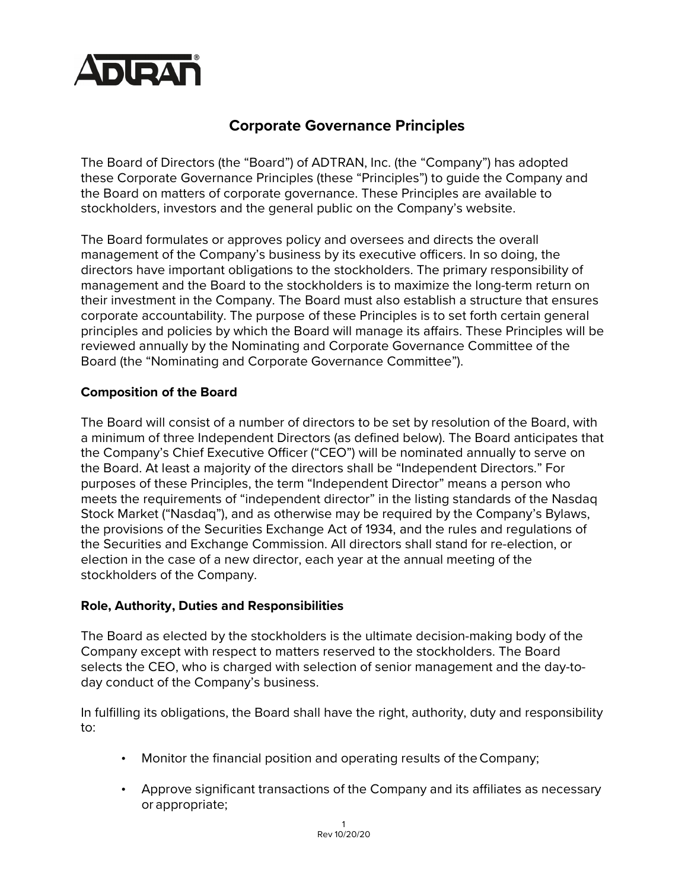# Corporate Governance Principles

The Board of Directors (the "Board") of ADTRAN, Inc. (the "Company") has adopted these Corporate Governance Principles (these "Principles") to guide the Company and the Board on matters of corporate governance. These Principles are available to stockholders, investors and the general public on the Company's website.

The Board formulates or approves policy and oversees and directs the overall management of the Company's business by its executive officers. In so doing, the directors have important obligations to the stockholders. The primary responsibility of management and the Board to the stockholders is to maximize the long-term return on their investment in the Company. The Board must also establish a structure that ensures corporate accountability. The purpose of these Principles is to set forth certain general principles and policies by which the Board will manage its affairs. These Principles will be reviewed annually by the Nominating and Corporate Governance Committee of the Board (the "Nominating and Corporate Governance Committee").

## Composition of the Board

The Board will consist of a number of directors to be set by resolution of the Board, with a minimum of three Independent Directors (as defined below). The Board anticipates that the Company's Chief Executive Officer ("CEO") will be nominated annually to serve on the Board. At least a majority of the directors shall be "Independent Directors." For purposes of these Principles, the term "Independent Director" means a person who meets the requirements of "independent director" in the listing standards of the Nasdaq Stock Market ("Nasdaq"), and as otherwise may be required by the Company's Bylaws, the provisions of the Securities Exchange Act of 1934, and the rules and regulations of the Securities and Exchange Commission. All directors shall stand for re-election, or election in the case of a new director, each year at the annual meeting of the stockholders of the Company.

## Role, Authority, Duties and Responsibilities

The Board as elected by the stockholders is the ultimate decision-making body of the Company except with respect to matters reserved to the stockholders. The Board selects the CEO, who is charged with selection of senior management and the day-to-day conduct of the Company's business.

In fulfilling its obligations, the Board shall have the right, authority, duty and responsibility to:

- Monitor the financial position and operating results of the Company;
- Approve significant transactions of the Company and its affiliates as necessary or appropriate;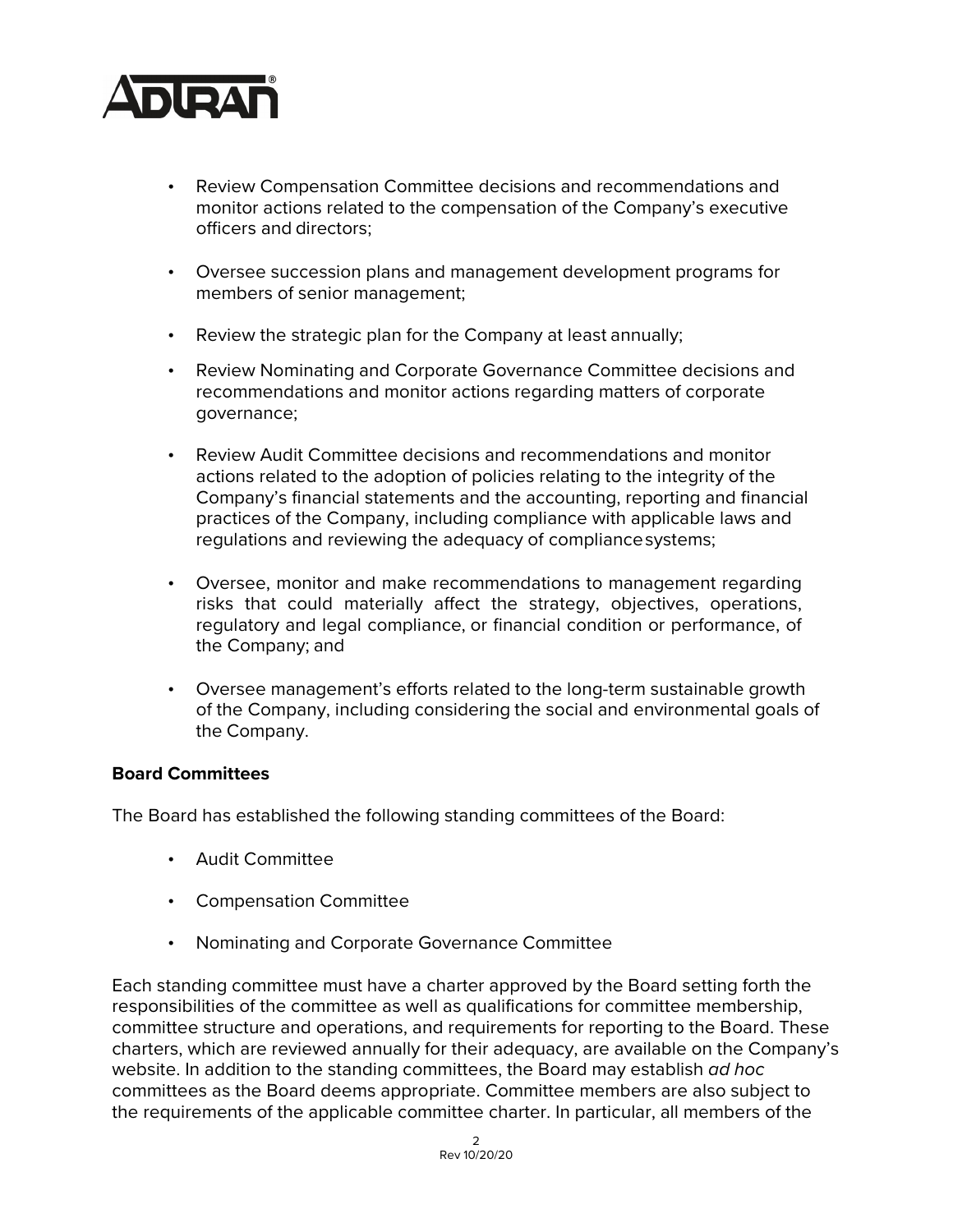- Review Compensation Committee decisions and recommendations and monitor actions related to the compensation of the Company's executive officers and directors;

- Oversee succession plans and management development programs for members of senior management;

- Review the strategic plan for the Company at least annually;

- Review Nominating and Corporate Governance Committee decisions and recommendations and monitor actions regarding matters of corporate governance;

- Review Audit Committee decisions and recommendations and monitor actions related to the adoption of policies relating to the integrity of the Company's financial statements and the accounting, reporting and financial practices of the Company, including compliance with applicable laws and regulations and reviewing the adequacy of compliance systems;

- Oversee, monitor and make recommendations to management regarding risks that could materially affect the strategy, objectives, operations, regulatory and legal compliance, or financial condition or performance, of the Company; and

- Oversee management's efforts related to the long-term sustainable growth of the Company, including considering the social and environmental goals of the Company.

**Board Committees**

The Board has established the following standing committees of the Board:

- Audit Committee

- Compensation Committee

- Nominating and Corporate Governance Committee

Each standing committee must have a charter approved by the Board setting forth the responsibilities of the committee as well as qualifications for committee membership, committee structure and operations, and requirements for reporting to the Board. These charters, which are reviewed annually for their adequacy, are available on the Company's website. In addition to the standing committees, the Board may establish *ad hoc* committees as the Board deems appropriate. Committee members are also subject to the requirements of the applicable committee charter. In particular, all members of the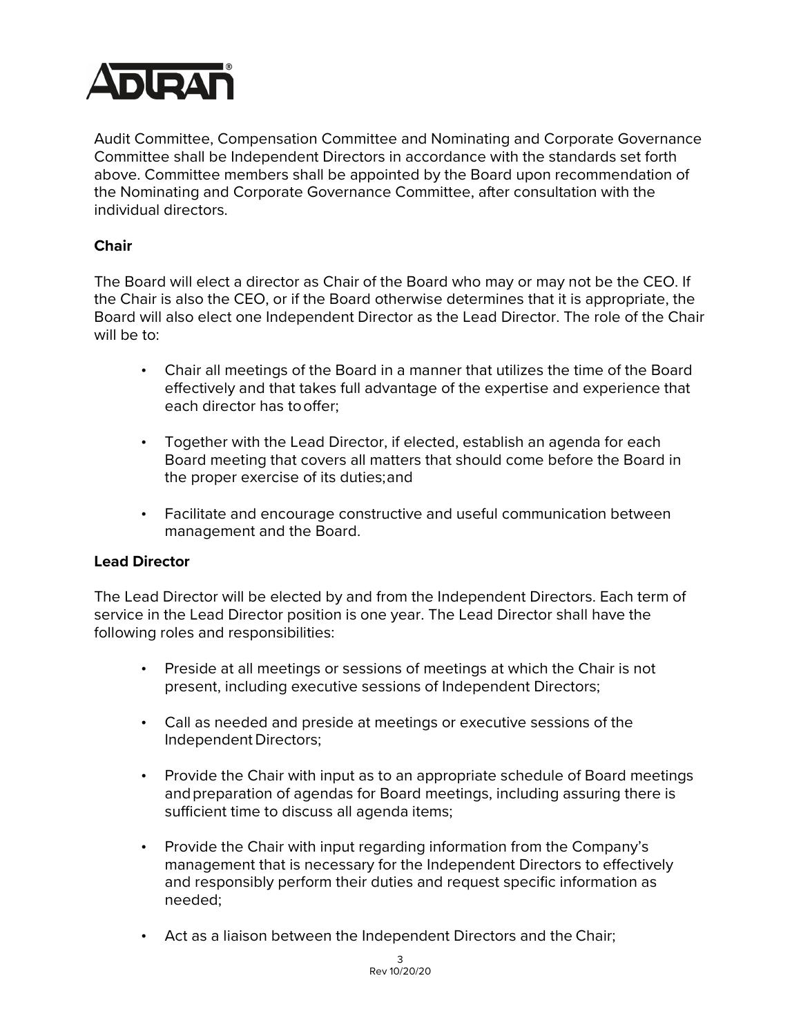Audit Committee, Compensation Committee and Nominating and Corporate Governance Committee shall be Independent Directors in accordance with the standards set forth above. Committee members shall be appointed by the Board upon recommendation of the Nominating and Corporate Governance Committee, after consultation with the individual directors.

**Chair**

The Board will elect a director as Chair of the Board who may or may not be the CEO. If the Chair is also the CEO, or if the Board otherwise determines that it is appropriate, the Board will also elect one Independent Director as the Lead Director. The role of the Chair will be to:

- Chair all meetings of the Board in a manner that utilizes the time of the Board effectively and that takes full advantage of the expertise and experience that each director has to offer;
- Together with the Lead Director, if elected, establish an agenda for each Board meeting that covers all matters that should come before the Board in the proper exercise of its duties; and
- Facilitate and encourage constructive and useful communication between management and the Board.

**Lead Director**

The Lead Director will be elected by and from the Independent Directors. Each term of service in the Lead Director position is one year. The Lead Director shall have the following roles and responsibilities:

- Preside at all meetings or sessions of meetings at which the Chair is not present, including executive sessions of Independent Directors;
- Call as needed and preside at meetings or executive sessions of the Independent Directors;
- Provide the Chair with input as to an appropriate schedule of Board meetings and preparation of agendas for Board meetings, including assuring there is sufficient time to discuss all agenda items;
- Provide the Chair with input regarding information from the Company's management that is necessary for the Independent Directors to effectively and responsibly perform their duties and request specific information as needed;
- Act as a liaison between the Independent Directors and the Chair;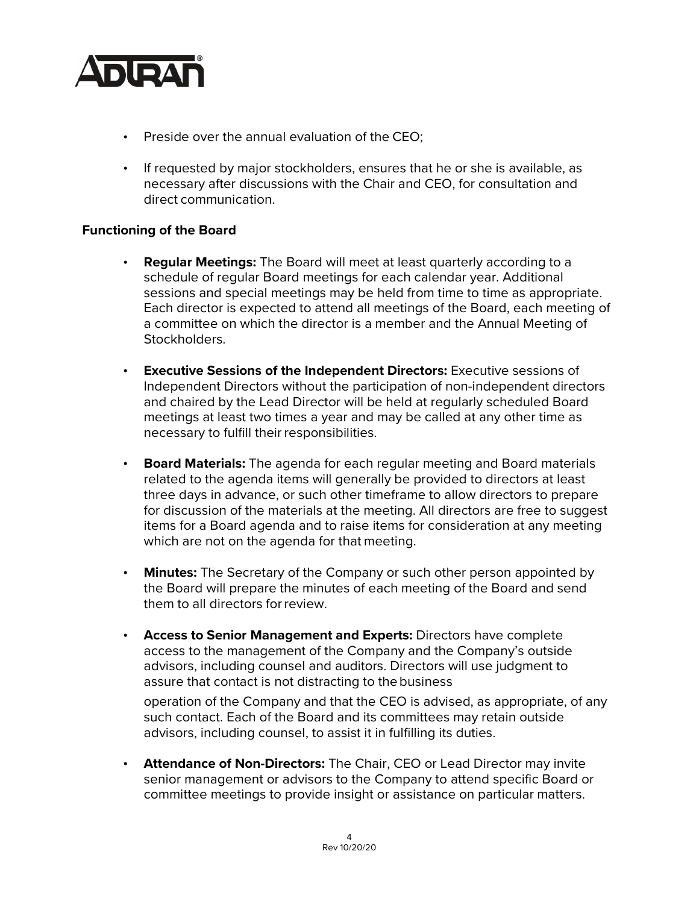- Preside over the annual evaluation of the CEO;
- If requested by major stockholders, ensures that he or she is available, as necessary after discussions with the Chair and CEO, for consultation and direct communication.

**Functioning of the Board**

- **Regular Meetings:** The Board will meet at least quarterly according to a schedule of regular Board meetings for each calendar year. Additional sessions and special meetings may be held from time to time as appropriate. Each director is expected to attend all meetings of the Board, each meeting of a committee on which the director is a member and the Annual Meeting of Stockholders.
- **Executive Sessions of the Independent Directors:** Executive sessions of Independent Directors without the participation of non-independent directors and chaired by the Lead Director will be held at regularly scheduled Board meetings at least two times a year and may be called at any other time as necessary to fulfill their responsibilities.
- **Board Materials:** The agenda for each regular meeting and Board materials related to the agenda items will generally be provided to directors at least three days in advance, or such other timeframe to allow directors to prepare for discussion of the materials at the meeting. All directors are free to suggest items for a Board agenda and to raise items for consideration at any meeting which are not on the agenda for that meeting.
- **Minutes:** The Secretary of the Company or such other person appointed by the Board will prepare the minutes of each meeting of the Board and send them to all directors for review.
- **Access to Senior Management and Experts:** Directors have complete access to the management of the Company and the Company's outside advisors, including counsel and auditors. Directors will use judgment to assure that contact is not distracting to the business operation of the Company and that the CEO is advised, as appropriate, of any such contact. Each of the Board and its committees may retain outside advisors, including counsel, to assist it in fulfilling its duties.
- **Attendance of Non-Directors:** The Chair, CEO or Lead Director may invite senior management or advisors to the Company to attend specific Board or committee meetings to provide insight or assistance on particular matters.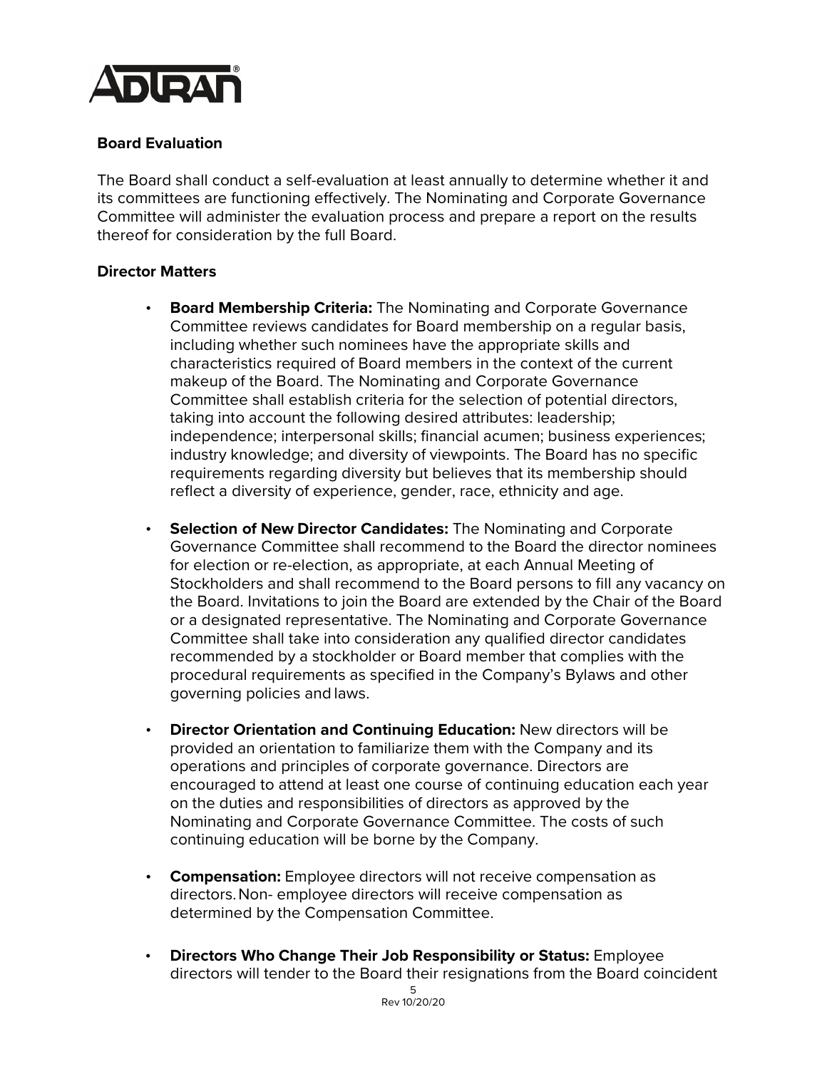## Board Evaluation

The Board shall conduct a self-evaluation at least annually to determine whether it and its committees are functioning effectively. The Nominating and Corporate Governance Committee will administer the evaluation process and prepare a report on the results thereof for consideration by the full Board.

## Director Matters

- **Board Membership Criteria:** The Nominating and Corporate Governance Committee reviews candidates for Board membership on a regular basis, including whether such nominees have the appropriate skills and characteristics required of Board members in the context of the current makeup of the Board. The Nominating and Corporate Governance Committee shall establish criteria for the selection of potential directors, taking into account the following desired attributes: leadership; independence; interpersonal skills; financial acumen; business experiences; industry knowledge; and diversity of viewpoints. The Board has no specific requirements regarding diversity but believes that its membership should reflect a diversity of experience, gender, race, ethnicity and age.

- **Selection of New Director Candidates:** The Nominating and Corporate Governance Committee shall recommend to the Board the director nominees for election or re-election, as appropriate, at each Annual Meeting of Stockholders and shall recommend to the Board persons to fill any vacancy on the Board. Invitations to join the Board are extended by the Chair of the Board or a designated representative. The Nominating and Corporate Governance Committee shall take into consideration any qualified director candidates recommended by a stockholder or Board member that complies with the procedural requirements as specified in the Company's Bylaws and other governing policies and laws.

- **Director Orientation and Continuing Education:** New directors will be provided an orientation to familiarize them with the Company and its operations and principles of corporate governance. Directors are encouraged to attend at least one course of continuing education each year on the duties and responsibilities of directors as approved by the Nominating and Corporate Governance Committee. The costs of such continuing education will be borne by the Company.

- **Compensation:** Employee directors will not receive compensation as directors. Non- employee directors will receive compensation as determined by the Compensation Committee.

- **Directors Who Change Their Job Responsibility or Status:** Employee directors will tender to the Board their resignations from the Board coincident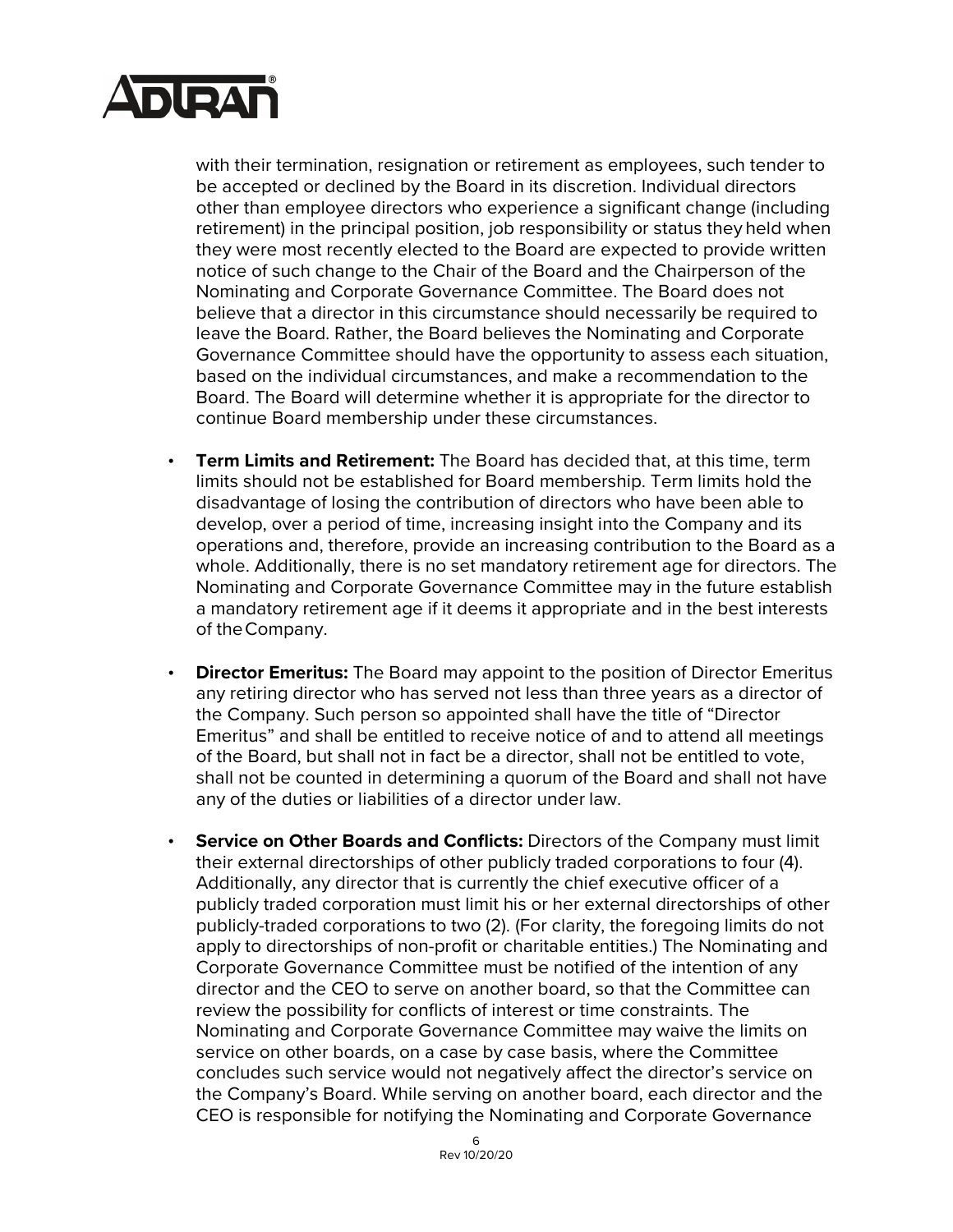with their termination, resignation or retirement as employees, such tender to be accepted or declined by the Board in its discretion. Individual directors other than employee directors who experience a significant change (including retirement) in the principal position, job responsibility or status they held when they were most recently elected to the Board are expected to provide written notice of such change to the Chair of the Board and the Chairperson of the Nominating and Corporate Governance Committee. The Board does not believe that a director in this circumstance should necessarily be required to leave the Board. Rather, the Board believes the Nominating and Corporate Governance Committee should have the opportunity to assess each situation, based on the individual circumstances, and make a recommendation to the Board. The Board will determine whether it is appropriate for the director to continue Board membership under these circumstances.

- **Term Limits and Retirement:** The Board has decided that, at this time, term limits should not be established for Board membership. Term limits hold the disadvantage of losing the contribution of directors who have been able to develop, over a period of time, increasing insight into the Company and its operations and, therefore, provide an increasing contribution to the Board as a whole. Additionally, there is no set mandatory retirement age for directors. The Nominating and Corporate Governance Committee may in the future establish a mandatory retirement age if it deems it appropriate and in the best interests of the Company.

- **Director Emeritus:** The Board may appoint to the position of Director Emeritus any retiring director who has served not less than three years as a director of the Company. Such person so appointed shall have the title of "Director Emeritus" and shall be entitled to receive notice of and to attend all meetings of the Board, but shall not in fact be a director, shall not be entitled to vote, shall not be counted in determining a quorum of the Board and shall not have any of the duties or liabilities of a director under law.

- **Service on Other Boards and Conflicts:** Directors of the Company must limit their external directorships of other publicly traded corporations to four (4). Additionally, any director that is currently the chief executive officer of a publicly traded corporation must limit his or her external directorships of other publicly-traded corporations to two (2). (For clarity, the foregoing limits do not apply to directorships of non-profit or charitable entities.) The Nominating and Corporate Governance Committee must be notified of the intention of any director and the CEO to serve on another board, so that the Committee can review the possibility for conflicts of interest or time constraints. The Nominating and Corporate Governance Committee may waive the limits on service on other boards, on a case by case basis, where the Committee concludes such service would not negatively affect the director's service on the Company's Board. While serving on another board, each director and the CEO is responsible for notifying the Nominating and Corporate Governance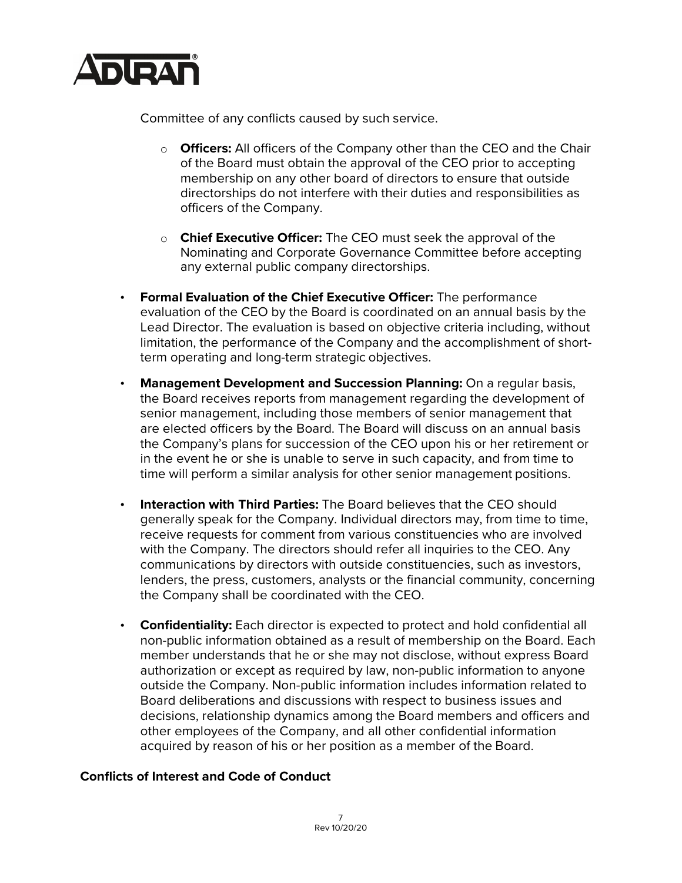Committee of any conflicts caused by such service.

  - **Officers:** All officers of the Company other than the CEO and the Chair of the Board must obtain the approval of the CEO prior to accepting membership on any other board of directors to ensure that outside directorships do not interfere with their duties and responsibilities as officers of the Company.

  - **Chief Executive Officer:** The CEO must seek the approval of the Nominating and Corporate Governance Committee before accepting any external public company directorships.

- **Formal Evaluation of the Chief Executive Officer:** The performance evaluation of the CEO by the Board is coordinated on an annual basis by the Lead Director. The evaluation is based on objective criteria including, without limitation, the performance of the Company and the accomplishment of short-term operating and long-term strategic objectives.

- **Management Development and Succession Planning:** On a regular basis, the Board receives reports from management regarding the development of senior management, including those members of senior management that are elected officers by the Board. The Board will discuss on an annual basis the Company's plans for succession of the CEO upon his or her retirement or in the event he or she is unable to serve in such capacity, and from time to time will perform a similar analysis for other senior management positions.

- **Interaction with Third Parties:** The Board believes that the CEO should generally speak for the Company. Individual directors may, from time to time, receive requests for comment from various constituencies who are involved with the Company. The directors should refer all inquiries to the CEO. Any communications by directors with outside constituencies, such as investors, lenders, the press, customers, analysts or the financial community, concerning the Company shall be coordinated with the CEO.

- **Confidentiality:** Each director is expected to protect and hold confidential all non-public information obtained as a result of membership on the Board. Each member understands that he or she may not disclose, without express Board authorization or except as required by law, non-public information to anyone outside the Company. Non-public information includes information related to Board deliberations and discussions with respect to business issues and decisions, relationship dynamics among the Board members and officers and other employees of the Company, and all other confidential information acquired by reason of his or her position as a member of the Board.

**Conflicts of Interest and Code of Conduct**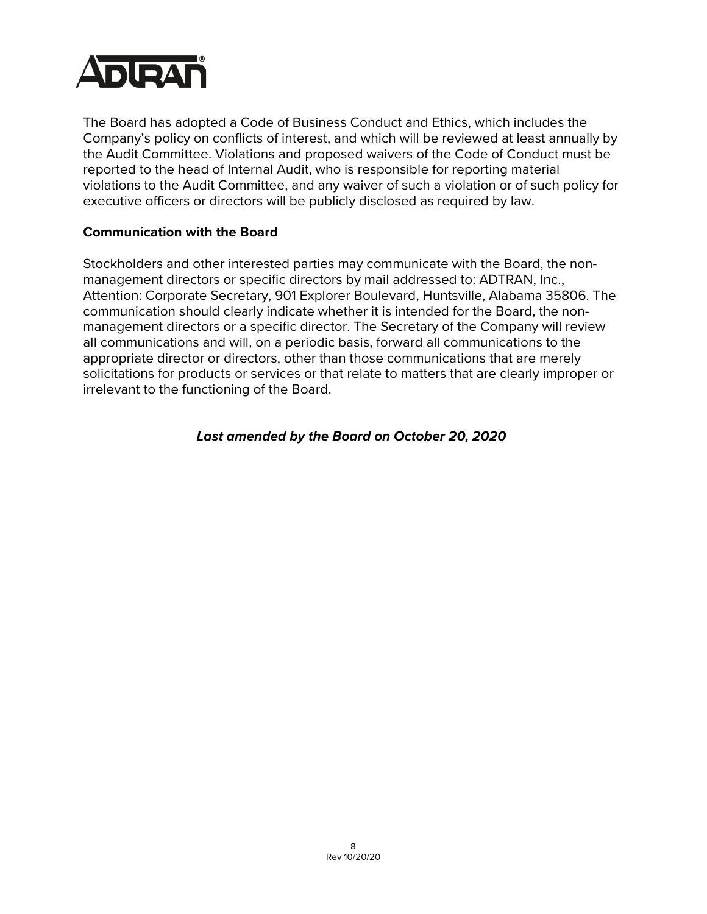The Board has adopted a Code of Business Conduct and Ethics, which includes the Company's policy on conflicts of interest, and which will be reviewed at least annually by the Audit Committee. Violations and proposed waivers of the Code of Conduct must be reported to the head of Internal Audit, who is responsible for reporting material violations to the Audit Committee, and any waiver of such a violation or of such policy for executive officers or directors will be publicly disclosed as required by law.

**Communication with the Board**

Stockholders and other interested parties may communicate with the Board, the non-management directors or specific directors by mail addressed to: ADTRAN, Inc., Attention: Corporate Secretary, 901 Explorer Boulevard, Huntsville, Alabama 35806. The communication should clearly indicate whether it is intended for the Board, the non-management directors or a specific director. The Secretary of the Company will review all communications and will, on a periodic basis, forward all communications to the appropriate director or directors, other than those communications that are merely solicitations for products or services or that relate to matters that are clearly improper or irrelevant to the functioning of the Board.

***Last amended by the Board on October 20, 2020***